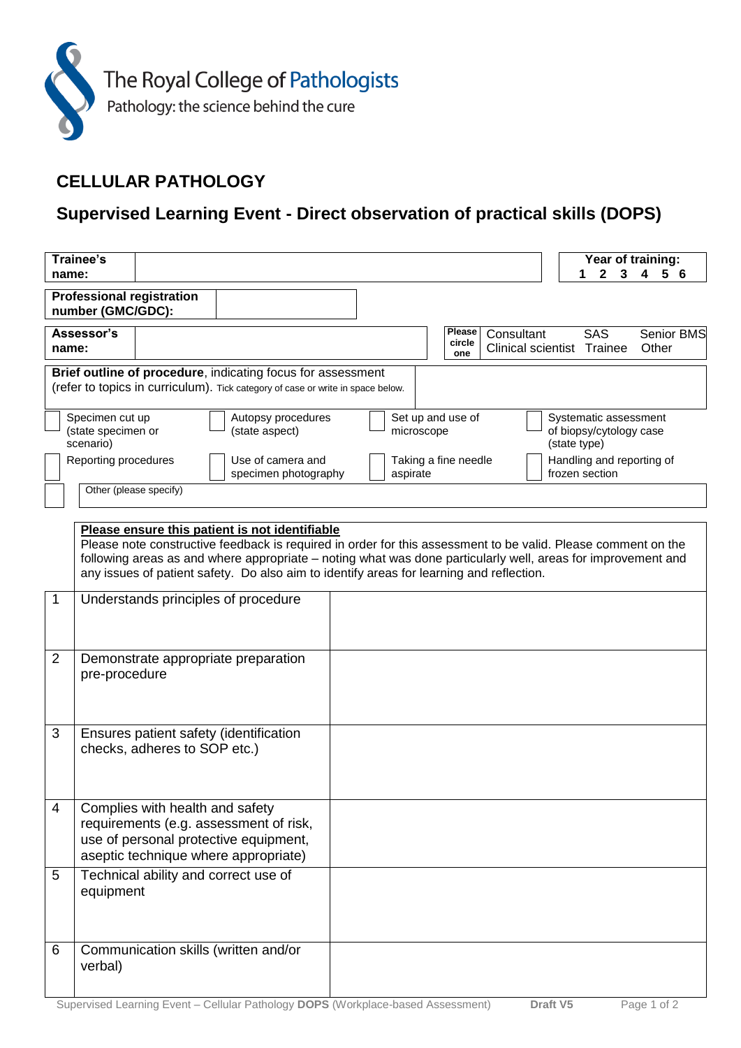The Royal College of Pathologists

Pathology: the science behind the cure

## CELLULAR PATHOLOGY

## Supervised Learning Event - Direct observation of practical skills (DOPS)

| | | | |
|---|---|---|---|
| **Trainee's name:** | | **Year of training:** 1 2 3 4 5 6 | |
| **Professional registration number (GMC/GDC):** | | | |
| **Assessor's name:** | | **Please circle one** | Consultant SAS Senior BMS Clinical scientist Trainee Other |

**Brief outline of procedure**, indicating focus for assessment (refer to topics in curriculum). Tick category of case or write in space below.

| | | | | | | | |
|---|---|---|---|---|---|---|---|
| ☐ | Specimen cut up (state specimen or scenario) | ☐ | Autopsy procedures (state aspect) | ☐ | Set up and use of microscope | ☐ | Systematic assessment of biopsy/cytology case (state type) |
| ☐ | Reporting procedures | ☐ | Use of camera and specimen photography | ☐ | Taking a fine needle aspirate | ☐ | Handling and reporting of frozen section |
| ☐ | Other (please specify) | | | | | | |

**Please ensure this patient is not identifiable**

Please note constructive feedback is required in order for this assessment to be valid. Please comment on the following areas as and where appropriate – noting what was done particularly well, areas for improvement and any issues of patient safety. Do also aim to identify areas for learning and reflection.

| | | |
|---|---|---|
| 1 | Understands principles of procedure | |
| 2 | Demonstrate appropriate preparation pre-procedure | |
| 3 | Ensures patient safety (identification checks, adheres to SOP etc.) | |
| 4 | Complies with health and safety requirements (e.g. assessment of risk, use of personal protective equipment, aseptic technique where appropriate) | |
| 5 | Technical ability and correct use of equipment | |
| 6 | Communication skills (written and/or verbal) | |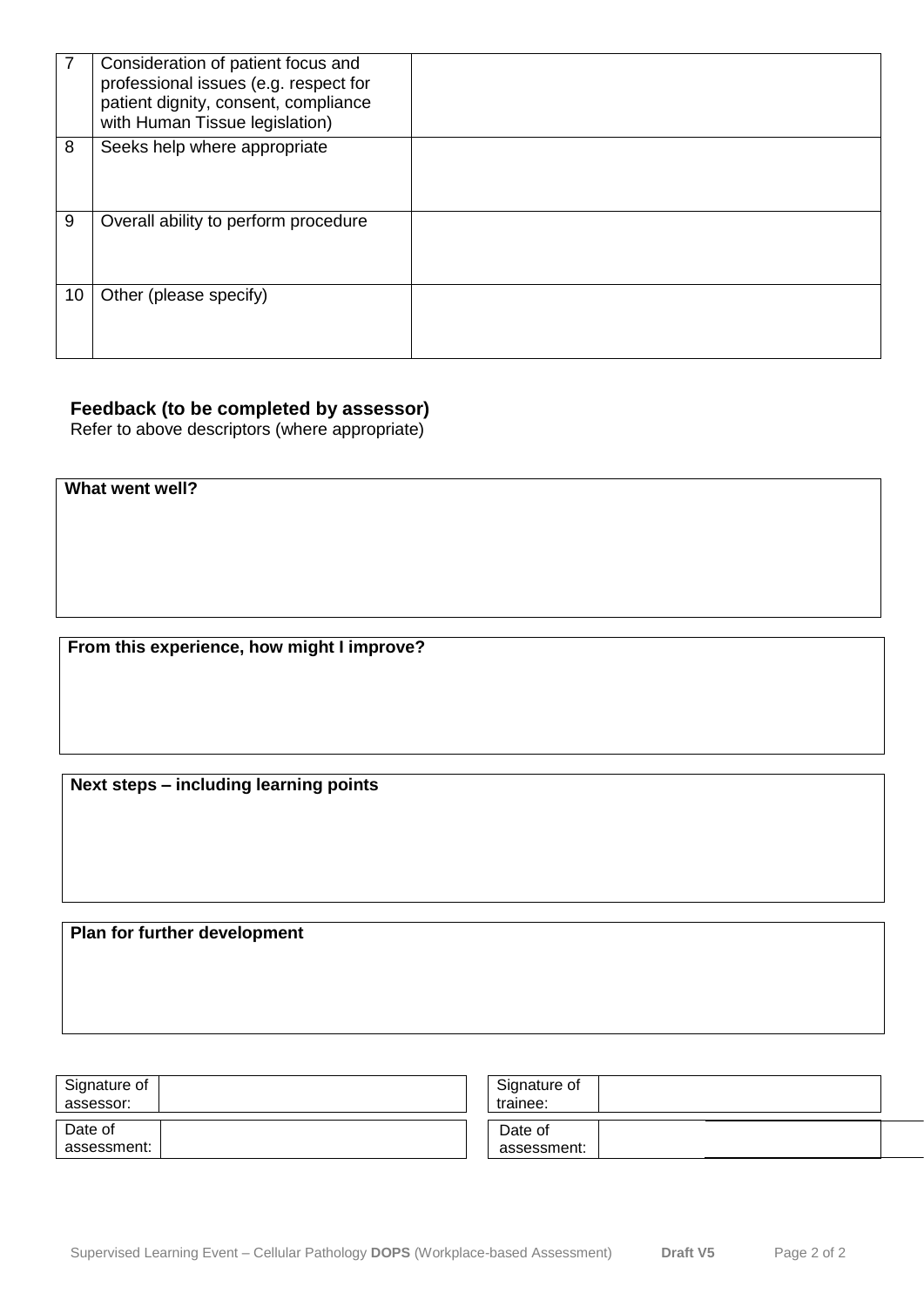| | | |
|---|---|---|
| 7 | Consideration of patient focus and professional issues (e.g. respect for patient dignity, consent, compliance with Human Tissue legislation) | |
| 8 | Seeks help where appropriate | |
| 9 | Overall ability to perform procedure | |
| 10 | Other (please specify) | |

**Feedback (to be completed by assessor)**
Refer to above descriptors (where appropriate)

**What went well?**

**From this experience, how might I improve?**

**Next steps – including learning points**

**Plan for further development**

| | | | | |
|---|---|---|---|---|
| Signature of assessor: | | | Signature of trainee: | |
| Date of assessment: | | | Date of assessment: | |

Supervised Learning Event – Cellular Pathology **DOPS** (Workplace-based Assessment) **Draft V5**